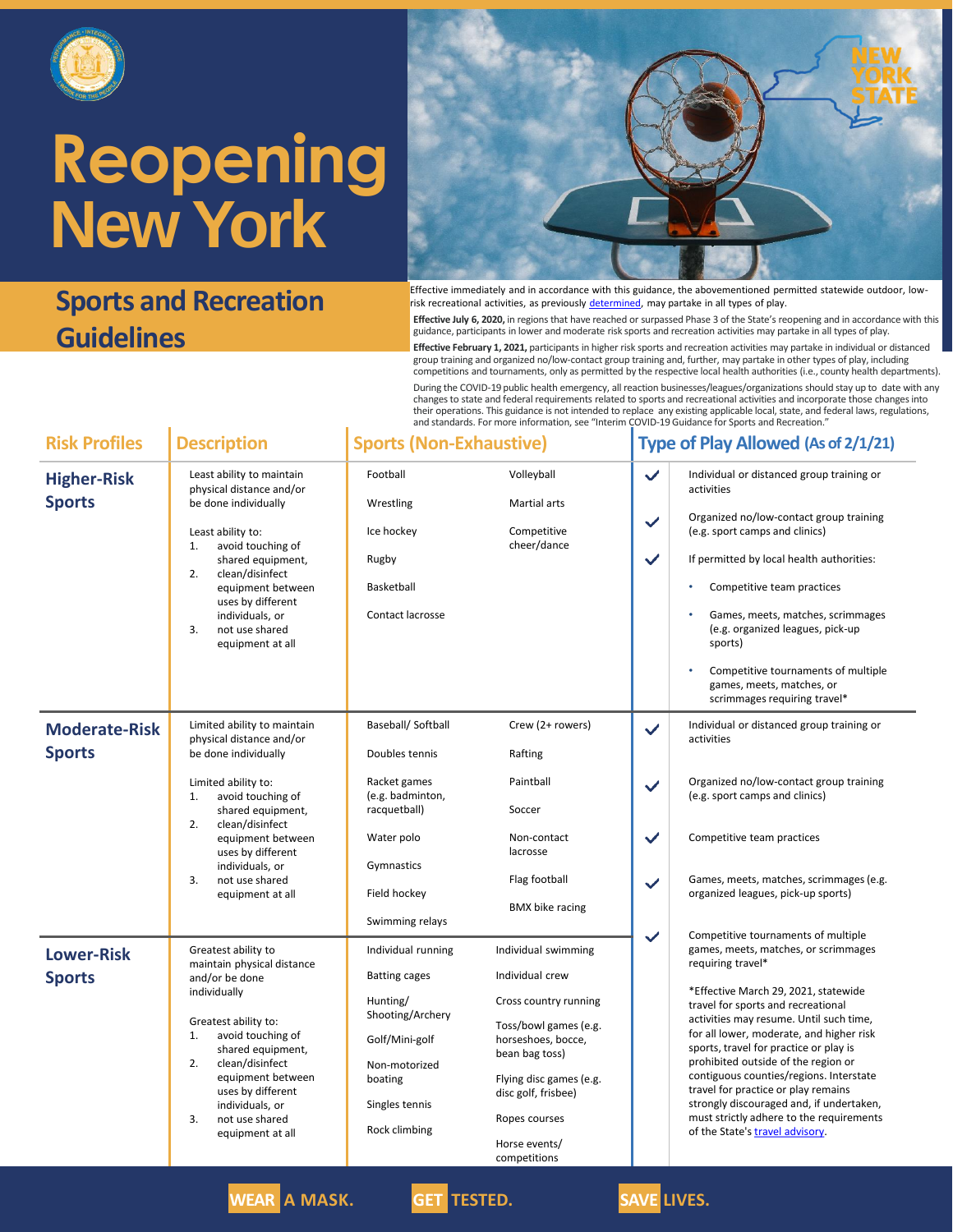# Reopening New York

## Sports and Recreation Guidelines

Effective immediately and in accordance with this guidance, the abovementioned permitted statewide outdoor, low-risk recreational activities, as previously determined, may partake in all types of play.

**Effective July 6, 2020,** in regions that have reached or surpassed Phase 3 of the State's reopening and in accordance with this guidance, participants in lower and moderate risk sports and recreation activities may partake in all types of play.

**Effective February 1, 2021,** participants in higher risk sports and recreation activities may partake in individual or distanced group training and organized no/low-contact group training and, further, may partake in other types of play, including competitions and tournaments, only as permitted by the respective local health authorities (i.e., county health departments).

During the COVID-19 public health emergency, all reaction businesses/leagues/organizations should stay up to date with any changes to state and federal requirements related to sports and recreational activities and incorporate those changes into their operations. This guidance is not intended to replace any existing applicable local, state, and federal laws, regulations, and standards. For more information, see "Interim COVID-19 Guidance for Sports and Recreation."

| Risk Profiles | Description | Sports (Non-Exhaustive) | | Type of Play Allowed (As of 2/1/21) |
|---|---|---|---|---|
| **Higher-Risk Sports** | Least ability to maintain physical distance and/or be done individually<br><br>Least ability to:<br>1. avoid touching of shared equipment,<br>2. clean/disinfect equipment between uses by different individuals, or<br>3. not use shared equipment at all | Football<br>Wrestling<br>Ice hockey<br>Rugby<br>Basketball<br>Contact lacrosse | Volleyball<br>Martial arts<br>Competitive cheer/dance | ✓ Individual or distanced group training or activities<br>✓ Organized no/low-contact group training (e.g. sport camps and clinics)<br>✓ If permitted by local health authorities:<br>• Competitive team practices<br>• Games, meets, matches, scrimmages (e.g. organized leagues, pick-up sports)<br>• Competitive tournaments of multiple games, meets, matches, or scrimmages requiring travel* |
| **Moderate-Risk Sports** | Limited ability to maintain physical distance and/or be done individually<br><br>Limited ability to:<br>1. avoid touching of shared equipment,<br>2. clean/disinfect equipment between uses by different individuals, or<br>3. not use shared equipment at all | Baseball/ Softball<br>Doubles tennis<br>Racket games (e.g. badminton, racquetball)<br>Water polo<br>Gymnastics<br>Field hockey<br>Swimming relays | Crew (2+ rowers)<br>Rafting<br>Paintball<br>Soccer<br>Non-contact lacrosse<br>Flag football<br>BMX bike racing | ✓ Individual or distanced group training or activities<br>✓ Organized no/low-contact group training (e.g. sport camps and clinics)<br>✓ Competitive team practices<br>✓ Games, meets, matches, scrimmages (e.g. organized leagues, pick-up sports)<br>✓ Competitive tournaments of multiple games, meets, matches, or scrimmages requiring travel* |
| **Lower-Risk Sports** | Greatest ability to maintain physical distance and/or be done individually<br><br>Greatest ability to:<br>1. avoid touching of shared equipment,<br>2. clean/disinfect equipment between uses by different individuals, or<br>3. not use shared equipment at all | Individual running<br>Batting cages<br>Hunting/ Shooting/Archery<br>Golf/Mini-golf<br>Non-motorized boating<br>Singles tennis<br>Rock climbing | Individual swimming<br>Individual crew<br>Cross country running<br>Toss/bowl games (e.g. horseshoes, bocce, bean bag toss)<br>Flying disc games (e.g. disc golf, frisbee)<br>Ropes courses<br>Horse events/ competitions | *Effective March 29, 2021, statewide travel for sports and recreational activities may resume. Until such time, for all lower, moderate, and higher risk sports, travel for practice or play is prohibited outside of the region or contiguous counties/regions. Interstate travel for practice or play remains strongly discouraged and, if undertaken, must strictly adhere to the requirements of the State's travel advisory. |

**WEAR A MASK. GET TESTED. SAVE LIVES.**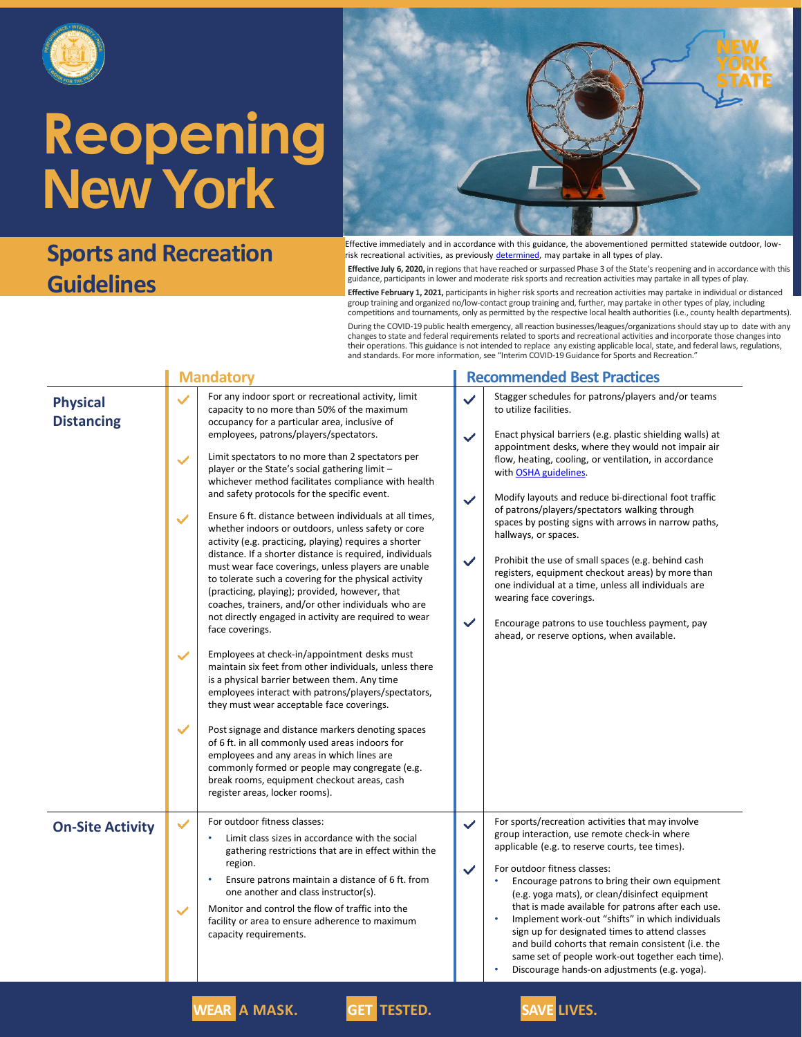# Reopening New York

## Sports and Recreation Guidelines

Effective immediately and in accordance with this guidance, the abovementioned permitted statewide outdoor, low-risk recreational activities, as previously determined, may partake in all types of play.

**Effective July 6, 2020,** in regions that have reached or surpassed Phase 3 of the State's reopening and in accordance with this guidance, participants in lower and moderate risk sports and recreation activities may partake in all types of play.

**Effective February 1, 2021,** participants in higher risk sports and recreation activities may partake in individual or distanced group training and organized no/low-contact group training and, further, may partake in other types of play, including competitions and tournaments, only as permitted by the respective local health authorities (i.e., county health departments).

During the COVID-19 public health emergency, all reaction businesses/leagues/organizations should stay up to date with any changes to state and federal requirements related to sports and recreational activities and incorporate those changes into their operations. This guidance is not intended to replace any existing applicable local, state, and federal laws, regulations, and standards. For more information, see "Interim COVID-19 Guidance for Sports and Recreation."

| | Mandatory | Recommended Best Practices |
|---|---|---|
| **Physical Distancing** | ✓ For any indoor sport or recreational activity, limit capacity to no more than 50% of the maximum occupancy for a particular area, inclusive of employees, patrons/players/spectators.<br><br>✓ Limit spectators to no more than 2 spectators per player or the State's social gathering limit – whichever method facilitates compliance with health and safety protocols for the specific event.<br><br>✓ Ensure 6 ft. distance between individuals at all times, whether indoors or outdoors, unless safety or core activity (e.g. practicing, playing) requires a shorter distance. If a shorter distance is required, individuals must wear face coverings, unless players are unable to tolerate such a covering for the physical activity (practicing, playing); provided, however, that coaches, trainers, and/or other individuals who are not directly engaged in activity are required to wear face coverings.<br><br>✓ Employees at check-in/appointment desks must maintain six feet from other individuals, unless there is a physical barrier between them. Any time employees interact with patrons/players/spectators, they must wear acceptable face coverings.<br><br>✓ Post signage and distance markers denoting spaces of 6 ft. in all commonly used areas indoors for employees and any areas in which lines are commonly formed or people may congregate (e.g. break rooms, equipment checkout areas, cash register areas, locker rooms). | ✓ Stagger schedules for patrons/players and/or teams to utilize facilities.<br><br>✓ Enact physical barriers (e.g. plastic shielding walls) at appointment desks, where they would not impair air flow, heating, cooling, or ventilation, in accordance with OSHA guidelines.<br><br>✓ Modify layouts and reduce bi-directional foot traffic of patrons/players/spectators walking through spaces by posting signs with arrows in narrow paths, hallways, or spaces.<br><br>✓ Prohibit the use of small spaces (e.g. behind cash registers, equipment checkout areas) by more than one individual at a time, unless all individuals are wearing face coverings.<br><br>✓ Encourage patrons to use touchless payment, pay ahead, or reserve options, when available. |
| **On-Site Activity** | ✓ For outdoor fitness classes:<br>• Limit class sizes in accordance with the social gathering restrictions that are in effect within the region.<br>• Ensure patrons maintain a distance of 6 ft. from one another and class instructor(s).<br><br>✓ Monitor and control the flow of traffic into the facility or area to ensure adherence to maximum capacity requirements. | ✓ For sports/recreation activities that may involve group interaction, use remote check-in where applicable (e.g. to reserve courts, tee times).<br><br>✓ For outdoor fitness classes:<br>• Encourage patrons to bring their own equipment (e.g. yoga mats), or clean/disinfect equipment that is made available for patrons after each use.<br>• Implement work-out "shifts" in which individuals sign up for designated times to attend classes and build cohorts that remain consistent (i.e. the same set of people work-out together each time).<br>• Discourage hands-on adjustments (e.g. yoga). |

WEAR A MASK. GET TESTED. SAVE LIVES.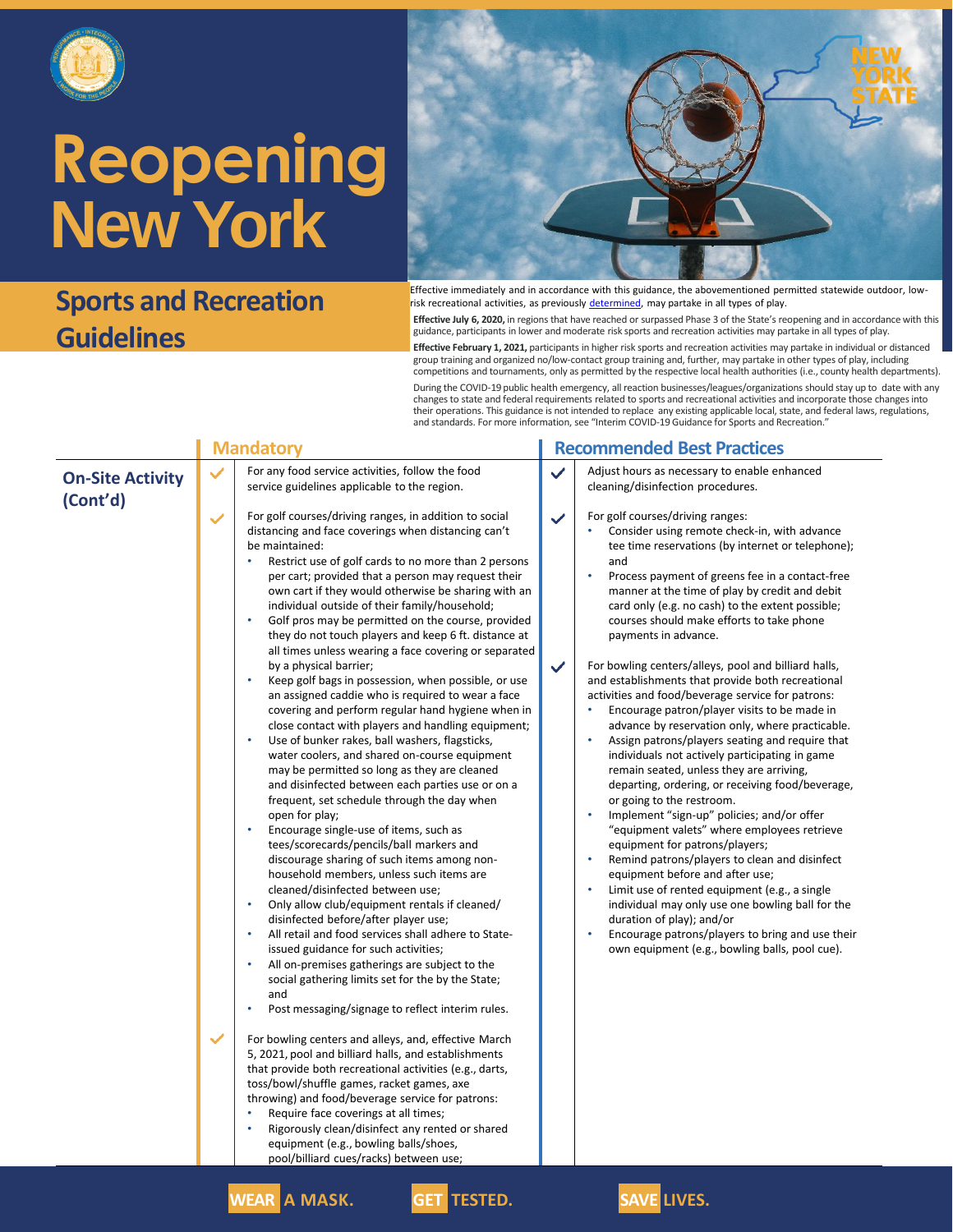# Reopening New York

## Sports and Recreation Guidelines

Effective immediately and in accordance with this guidance, the abovementioned permitted statewide outdoor, low-risk recreational activities, as previously determined, may partake in all types of play.

**Effective July 6, 2020,** in regions that have reached or surpassed Phase 3 of the State's reopening and in accordance with this guidance, participants in lower and moderate risk sports and recreation activities may partake in all types of play.

**Effective February 1, 2021,** participants in higher risk sports and recreation activities may partake in individual or distanced group training and organized no/low-contact group training and, further, may partake in other types of play, including competitions and tournaments, only as permitted by the respective local health authorities (i.e., county health departments).

During the COVID-19 public health emergency, all reaction businesses/leagues/organizations should stay up to date with any changes to state and federal requirements related to sports and recreational activities and incorporate those changes into their operations. This guidance is not intended to replace any existing applicable local, state, and federal laws, regulations, and standards. For more information, see "Interim COVID-19 Guidance for Sports and Recreation."

### On-Site Activity (Cont'd)

#### Mandatory

- ✓ For any food service activities, follow the food service guidelines applicable to the region.
- ✓ For golf courses/driving ranges, in addition to social distancing and face coverings when distancing can't be maintained:
  - Restrict use of golf cards to no more than 2 persons per cart; provided that a person may request their own cart if they would otherwise be sharing with an individual outside of their family/household;
  - Golf pros may be permitted on the course, provided they do not touch players and keep 6 ft. distance at all times unless wearing a face covering or separated by a physical barrier;
  - Keep golf bags in possession, when possible, or use an assigned caddie who is required to wear a face covering and perform regular hand hygiene when in close contact with players and handling equipment;
  - Use of bunker rakes, ball washers, flagsticks, water coolers, and shared on-course equipment may be permitted so long as they are cleaned and disinfected between each parties use or on a frequent, set schedule through the day when open for play;
  - Encourage single-use of items, such as tees/scorecards/pencils/ball markers and discourage sharing of such items among non-household members, unless such items are cleaned/disinfected between use;
  - Only allow club/equipment rentals if cleaned/disinfected before/after player use;
  - All retail and food services shall adhere to State-issued guidance for such activities;
  - All on-premises gatherings are subject to the social gathering limits set for the by the State; and
  - Post messaging/signage to reflect interim rules.
- ✓ For bowling centers and alleys, and, effective March 5, 2021, pool and billiard halls, and establishments that provide both recreational activities (e.g., darts, toss/bowl/shuffle games, racket games, axe throwing) and food/beverage service for patrons:
  - Require face coverings at all times;
  - Rigorously clean/disinfect any rented or shared equipment (e.g., bowling balls/shoes, pool/billiard cues/racks) between use;

#### Recommended Best Practices

- ✓ Adjust hours as necessary to enable enhanced cleaning/disinfection procedures.
- ✓ For golf courses/driving ranges:
  - Consider using remote check-in, with advance tee time reservations (by internet or telephone); and
  - Process payment of greens fee in a contact-free manner at the time of play by credit and debit card only (e.g. no cash) to the extent possible; courses should make efforts to take phone payments in advance.
- ✓ For bowling centers/alleys, pool and billiard halls, and establishments that provide both recreational activities and food/beverage service for patrons:
  - Encourage patron/player visits to be made in advance by reservation only, where practicable.
  - Assign patrons/players seating and require that individuals not actively participating in game remain seated, unless they are arriving, departing, ordering, or receiving food/beverage, or going to the restroom.
  - Implement "sign-up" policies; and/or offer "equipment valets" where employees retrieve equipment for patrons/players;
  - Remind patrons/players to clean and disinfect equipment before and after use;
  - Limit use of rented equipment (e.g., a single individual may only use one bowling ball for the duration of play); and/or
  - Encourage patrons/players to bring and use their own equipment (e.g., bowling balls, pool cue).

**WEAR** A MASK. **GET** TESTED. **SAVE** LIVES.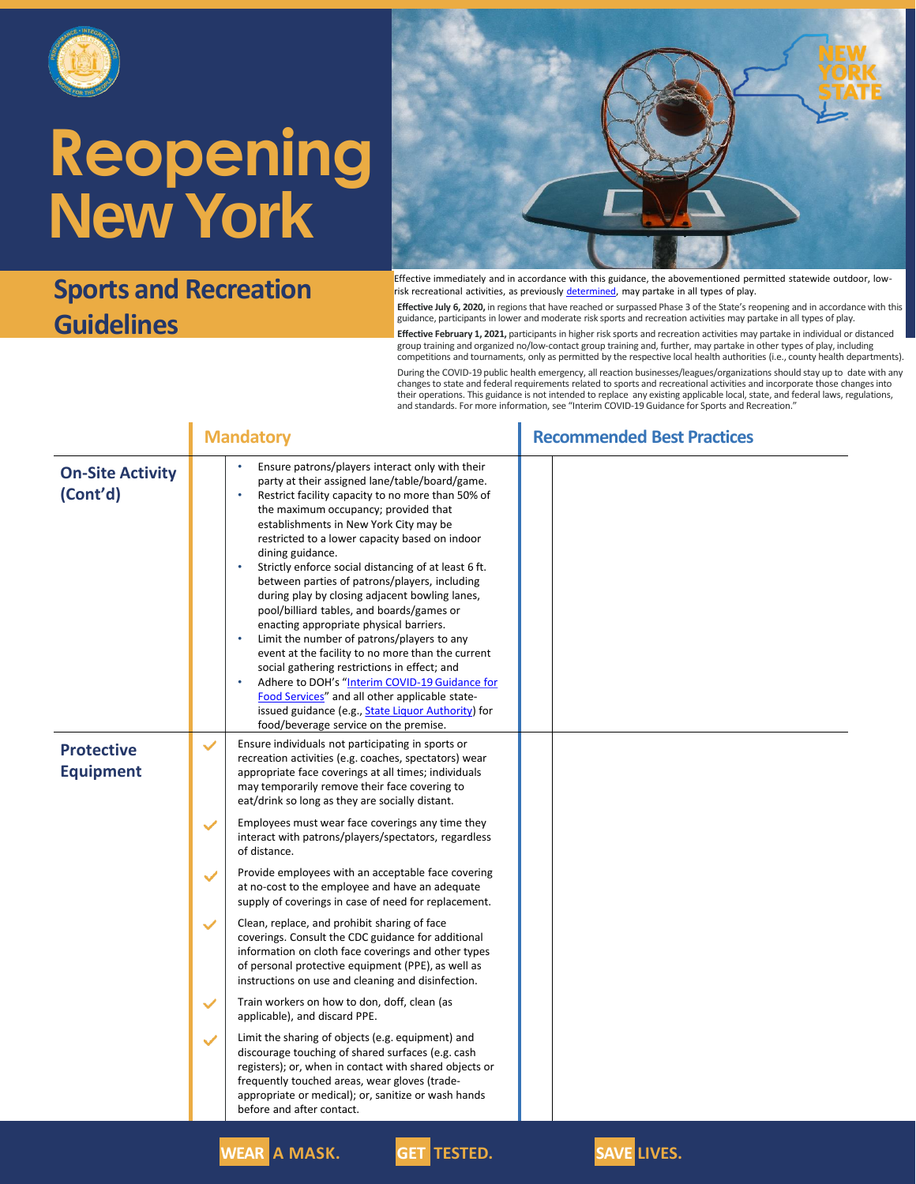# Reopening New York

## Sports and Recreation Guidelines

Effective immediately and in accordance with this guidance, the abovementioned permitted statewide outdoor, low-risk recreational activities, as previously determined, may partake in all types of play.

**Effective July 6, 2020,** in regions that have reached or surpassed Phase 3 of the State's reopening and in accordance with this guidance, participants in lower and moderate risk sports and recreation activities may partake in all types of play.

**Effective February 1, 2021,** participants in higher risk sports and recreation activities may partake in individual or distanced group training and organized no/low-contact group training and, further, may partake in other types of play, including competitions and tournaments, only as permitted by the respective local health authorities (i.e., county health departments).

During the COVID-19 public health emergency, all reaction businesses/leagues/organizations should stay up to date with any changes to state and federal requirements related to sports and recreational activities and incorporate those changes into their operations. This guidance is not intended to replace any existing applicable local, state, and federal laws, regulations, and standards. For more information, see "Interim COVID-19 Guidance for Sports and Recreation."

| | Mandatory | Recommended Best Practices |
|---|---|---|
| **On-Site Activity (Cont'd)** | • Ensure patrons/players interact only with their party at their assigned lane/table/board/game.<br>• Restrict facility capacity to no more than 50% of the maximum occupancy; provided that establishments in New York City may be restricted to a lower capacity based on indoor dining guidance.<br>• Strictly enforce social distancing of at least 6 ft. between parties of patrons/players, including during play by closing adjacent bowling lanes, pool/billiard tables, and boards/games or enacting appropriate physical barriers.<br>• Limit the number of patrons/players to any event at the facility to no more than the current social gathering restrictions in effect; and<br>• Adhere to DOH's "Interim COVID-19 Guidance for Food Services" and all other applicable state-issued guidance (e.g., State Liquor Authority) for food/beverage service on the premise. | |
| **Protective Equipment** | ✓ Ensure individuals not participating in sports or recreation activities (e.g. coaches, spectators) wear appropriate face coverings at all times; individuals may temporarily remove their face covering to eat/drink so long as they are socially distant.<br>✓ Employees must wear face coverings any time they interact with patrons/players/spectators, regardless of distance.<br>✓ Provide employees with an acceptable face covering at no-cost to the employee and have an adequate supply of coverings in case of need for replacement.<br>✓ Clean, replace, and prohibit sharing of face coverings. Consult the CDC guidance for additional information on cloth face coverings and other types of personal protective equipment (PPE), as well as instructions on use and cleaning and disinfection.<br>✓ Train workers on how to don, doff, clean (as applicable), and discard PPE.<br>✓ Limit the sharing of objects (e.g. equipment) and discourage touching of shared surfaces (e.g. cash registers); or, when in contact with shared objects or frequently touched areas, wear gloves (trade-appropriate or medical); or, sanitize or wash hands before and after contact. | |

WEAR A MASK. GET TESTED. SAVE LIVES.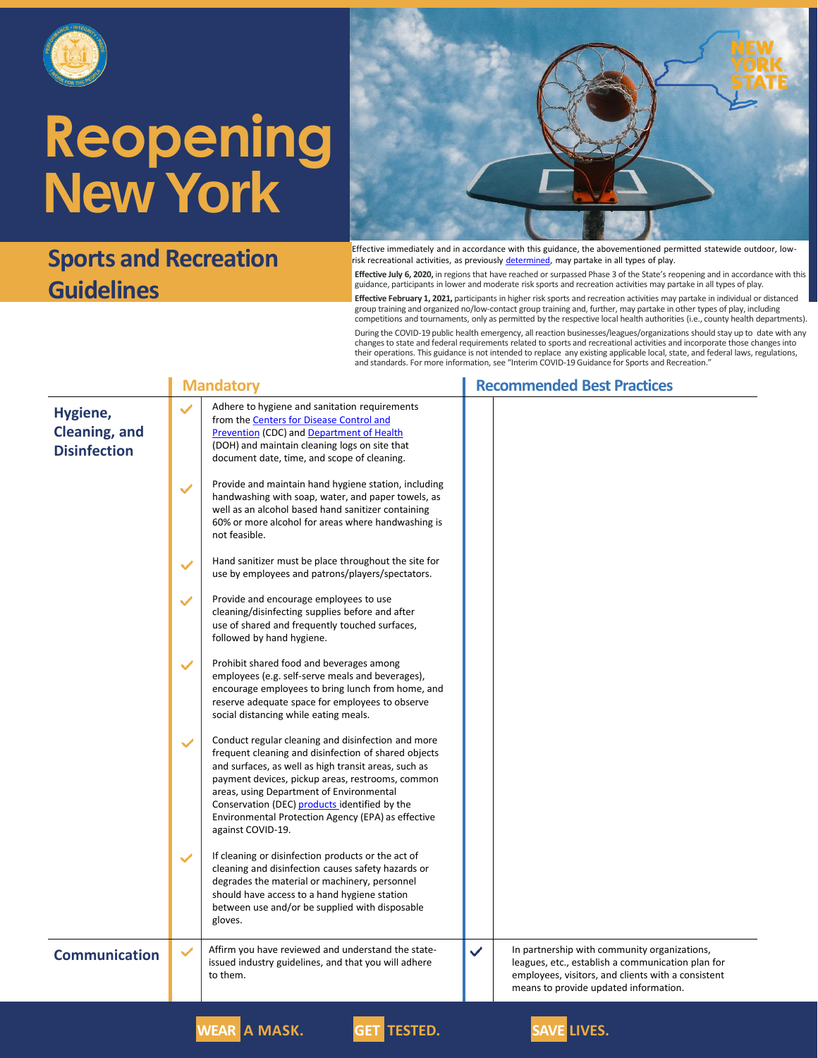# Reopening New York

## Sports and Recreation Guidelines

Effective immediately and in accordance with this guidance, the abovementioned permitted statewide outdoor, low-risk recreational activities, as previously determined, may partake in all types of play.

**Effective July 6, 2020,** in regions that have reached or surpassed Phase 3 of the State's reopening and in accordance with this guidance, participants in lower and moderate risk sports and recreation activities may partake in all types of play.

**Effective February 1, 2021,** participants in higher risk sports and recreation activities may partake in individual or distanced group training and organized no/low-contact group training and, further, may partake in other types of play, including competitions and tournaments, only as permitted by the respective local health authorities (i.e., county health departments).

During the COVID-19 public health emergency, all reaction businesses/leagues/organizations should stay up to date with any changes to state and federal requirements related to sports and recreational activities and incorporate those changes into their operations. This guidance is not intended to replace any existing applicable local, state, and federal laws, regulations, and standards. For more information, see "Interim COVID-19 Guidance for Sports and Recreation."

| | Mandatory | Recommended Best Practices |
|---|---|---|
| **Hygiene, Cleaning, and Disinfection** | ✓ Adhere to hygiene and sanitation requirements from the Centers for Disease Control and Prevention (CDC) and Department of Health (DOH) and maintain cleaning logs on site that document date, time, and scope of cleaning. | |
| | ✓ Provide and maintain hand hygiene station, including handwashing with soap, water, and paper towels, as well as an alcohol based hand sanitizer containing 60% or more alcohol for areas where handwashing is not feasible. | |
| | ✓ Hand sanitizer must be place throughout the site for use by employees and patrons/players/spectators. | |
| | ✓ Provide and encourage employees to use cleaning/disinfecting supplies before and after use of shared and frequently touched surfaces, followed by hand hygiene. | |
| | ✓ Prohibit shared food and beverages among employees (e.g. self-serve meals and beverages), encourage employees to bring lunch from home, and reserve adequate space for employees to observe social distancing while eating meals. | |
| | ✓ Conduct regular cleaning and disinfection and more frequent cleaning and disinfection of shared objects and surfaces, as well as high transit areas, such as payment devices, pickup areas, restrooms, common areas, using Department of Environmental Conservation (DEC) products identified by the Environmental Protection Agency (EPA) as effective against COVID-19. | |
| | ✓ If cleaning or disinfection products or the act of cleaning and disinfection causes safety hazards or degrades the material or machinery, personnel should have access to a hand hygiene station between use and/or be supplied with disposable gloves. | |
| **Communication** | ✓ Affirm you have reviewed and understand the state-issued industry guidelines, and that you will adhere to them. | ✓ In partnership with community organizations, leagues, etc., establish a communication plan for employees, visitors, and clients with a consistent means to provide updated information. |

**WEAR** A MASK. **GET** TESTED. **SAVE** LIVES.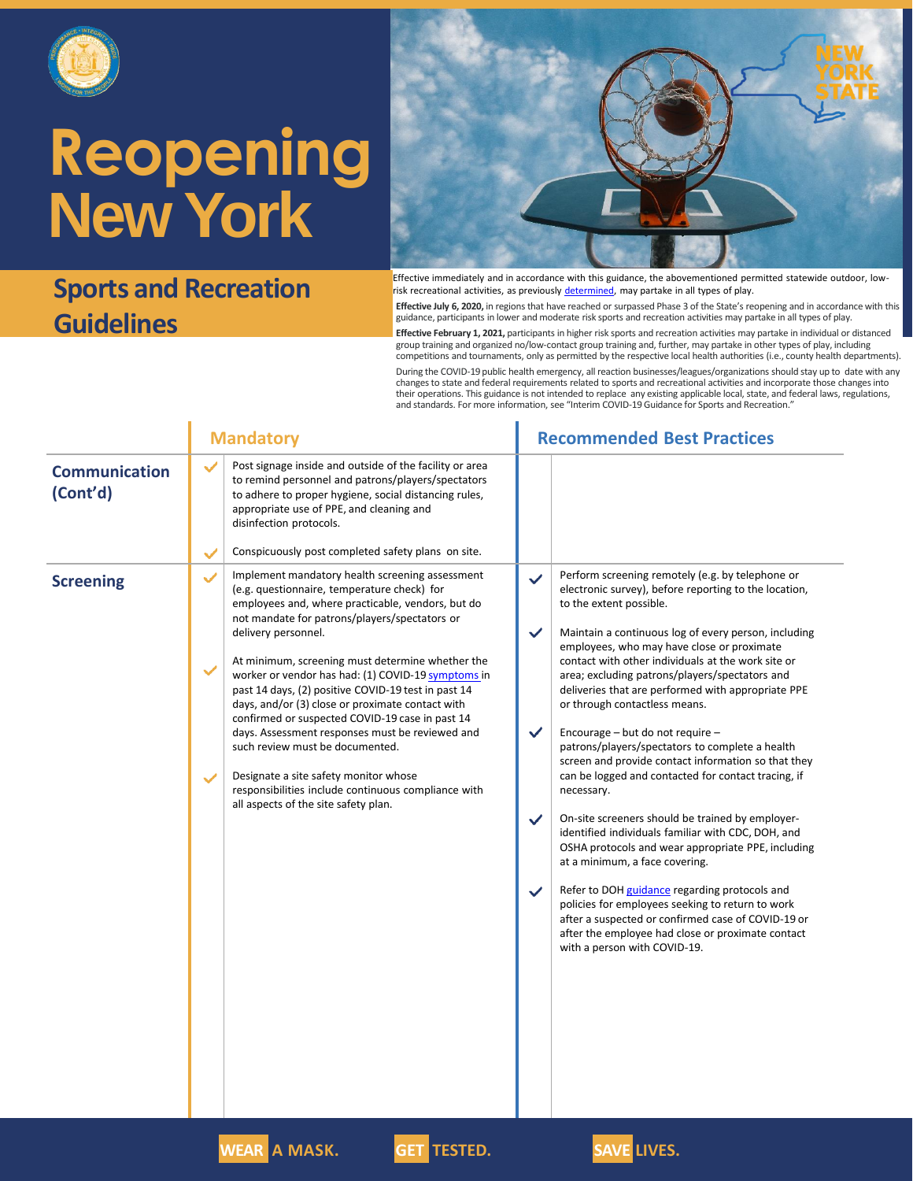# Reopening New York

## Sports and Recreation Guidelines

Effective immediately and in accordance with this guidance, the abovementioned permitted statewide outdoor, low-risk recreational activities, as previously determined, may partake in all types of play.

**Effective July 6, 2020,** in regions that have reached or surpassed Phase 3 of the State's reopening and in accordance with this guidance, participants in lower and moderate risk sports and recreation activities may partake in all types of play.

**Effective February 1, 2021,** participants in higher risk sports and recreation activities may partake in individual or distanced group training and organized no/low-contact group training and, further, may partake in other types of play, including competitions and tournaments, only as permitted by the respective local health authorities (i.e., county health departments).

During the COVID-19 public health emergency, all reaction businesses/leagues/organizations should stay up to date with any changes to state and federal requirements related to sports and recreational activities and incorporate those changes into their operations. This guidance is not intended to replace any existing applicable local, state, and federal laws, regulations, and standards. For more information, see "Interim COVID-19 Guidance for Sports and Recreation."

| | Mandatory | Recommended Best Practices |
|---|---|---|
| **Communication (Cont'd)** | ✓ Post signage inside and outside of the facility or area to remind personnel and patrons/players/spectators to adhere to proper hygiene, social distancing rules, appropriate use of PPE, and cleaning and disinfection protocols.<br><br>✓ Conspicuously post completed safety plans on site. | |
| **Screening** | ✓ Implement mandatory health screening assessment (e.g. questionnaire, temperature check) for employees and, where practicable, vendors, but do not mandate for patrons/players/spectators or delivery personnel.<br><br>✓ At minimum, screening must determine whether the worker or vendor has had: (1) COVID-19 symptoms in past 14 days, (2) positive COVID-19 test in past 14 days, and/or (3) close or proximate contact with confirmed or suspected COVID-19 case in past 14 days. Assessment responses must be reviewed and such review must be documented.<br><br>✓ Designate a site safety monitor whose responsibilities include continuous compliance with all aspects of the site safety plan. | ✓ Perform screening remotely (e.g. by telephone or electronic survey), before reporting to the location, to the extent possible.<br><br>✓ Maintain a continuous log of every person, including employees, who may have close or proximate contact with other individuals at the work site or area; excluding patrons/players/spectators and deliveries that are performed with appropriate PPE or through contactless means.<br><br>✓ Encourage – but do not require – patrons/players/spectators to complete a health screen and provide contact information so that they can be logged and contacted for contact tracing, if necessary.<br><br>✓ On-site screeners should be trained by employer-identified individuals familiar with CDC, DOH, and OSHA protocols and wear appropriate PPE, including at a minimum, a face covering.<br><br>✓ Refer to DOH guidance regarding protocols and policies for employees seeking to return to work after a suspected or confirmed case of COVID-19 or after the employee had close or proximate contact with a person with COVID-19. |

WEAR A MASK. GET TESTED. SAVE LIVES.